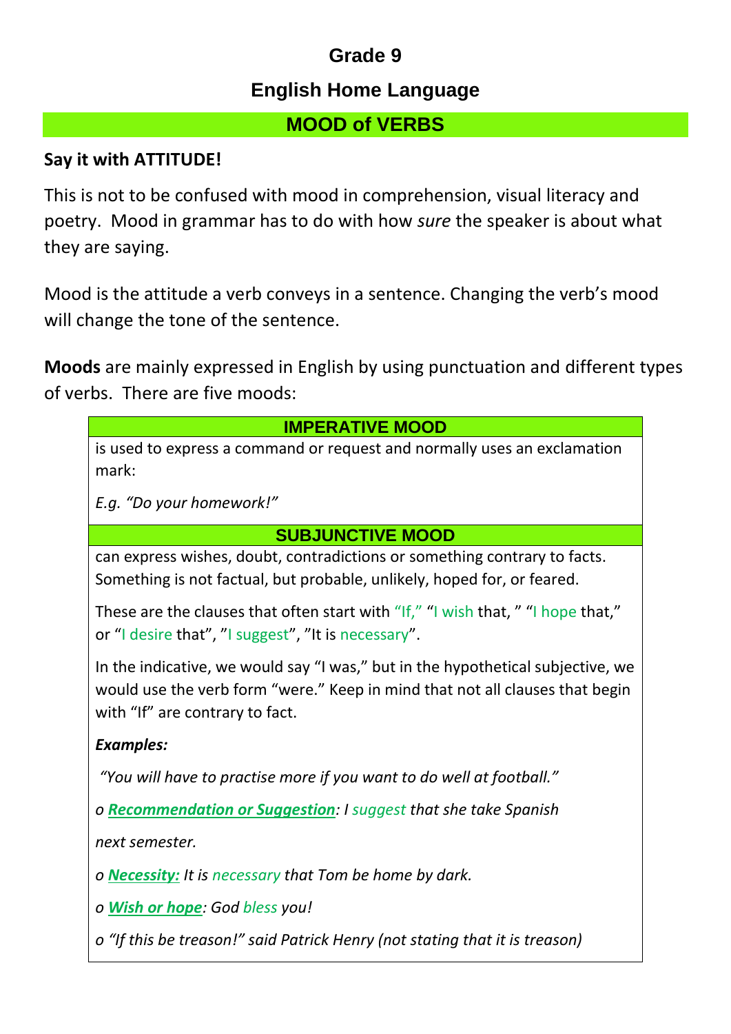# Grade 9

## English Home Language

## MOOD of VERBS

**Say it with ATTITUDE!**

This is not to be confused with mood in comprehension, visual literacy and poetry. Mood in grammar has to do with how *sure* the speaker is about what they are saying.

Mood is the attitude a verb conveys in a sentence. Changing the verb's mood will change the tone of the sentence.

**Moods** are mainly expressed in English by using punctuation and different types of verbs. There are five moods:

### IMPERATIVE MOOD

is used to express a command or request and normally uses an exclamation mark:

*E.g. "Do your homework!"*

### SUBJUNCTIVE MOOD

can express wishes, doubt, contradictions or something contrary to facts. Something is not factual, but probable, unlikely, hoped for, or feared.

These are the clauses that often start with "If," "I wish that, " "I hope that," or "I desire that", "I suggest", "It is necessary".

In the indicative, we would say "I was," but in the hypothetical subjective, we would use the verb form "were." Keep in mind that not all clauses that begin with "If" are contrary to fact.

***Examples:***

*"You will have to practise more if you want to do well at football."*

- ***Recommendation or Suggestion****: I suggest that she take Spanish next semester.*
- ***Necessity:*** *It is necessary that Tom be home by dark.*
- ***Wish or hope****: God bless you!*
- *"If this be treason!" said Patrick Henry (not stating that it is treason)*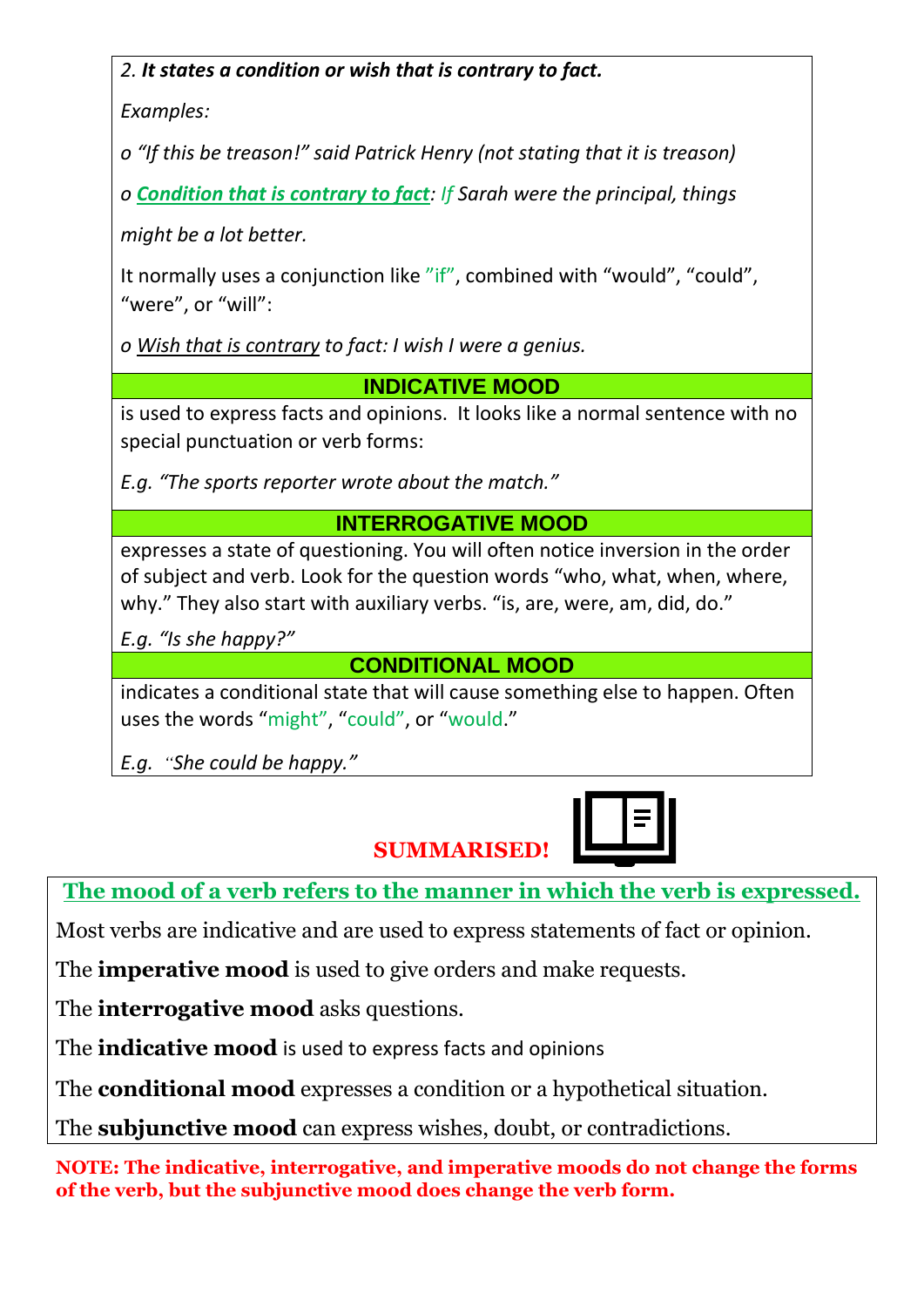2. ***It states a condition or wish that is contrary to fact.***

*Examples:*

o *"If this be treason!" said Patrick Henry (not stating that it is treason)*

o ***Condition that is contrary to fact**: If Sarah were the principal, things might be a lot better.*

It normally uses a conjunction like "if", combined with "would", "could", "were", or "will":

o *Wish that is contrary to fact: I wish I were a genius.*

## INDICATIVE MOOD

is used to express facts and opinions. It looks like a normal sentence with no special punctuation or verb forms:

*E.g. "The sports reporter wrote about the match."*

## INTERROGATIVE MOOD

expresses a state of questioning. You will often notice inversion in the order of subject and verb. Look for the question words "who, what, when, where, why." They also start with auxiliary verbs. "is, are, were, am, did, do."

*E.g. "Is she happy?"*

## CONDITIONAL MOOD

indicates a conditional state that will cause something else to happen. Often uses the words "might", "could", or "would."

*E.g. "She could be happy."*

## SUMMARISED!

**The mood of a verb refers to the manner in which the verb is expressed.**

Most verbs are indicative and are used to express statements of fact or opinion.

The **imperative mood** is used to give orders and make requests.

The **interrogative mood** asks questions.

The **indicative mood** is used to express facts and opinions

The **conditional mood** expresses a condition or a hypothetical situation.

The **subjunctive mood** can express wishes, doubt, or contradictions.

**NOTE: The indicative, interrogative, and imperative moods do not change the forms of the verb, but the subjunctive mood does change the verb form.**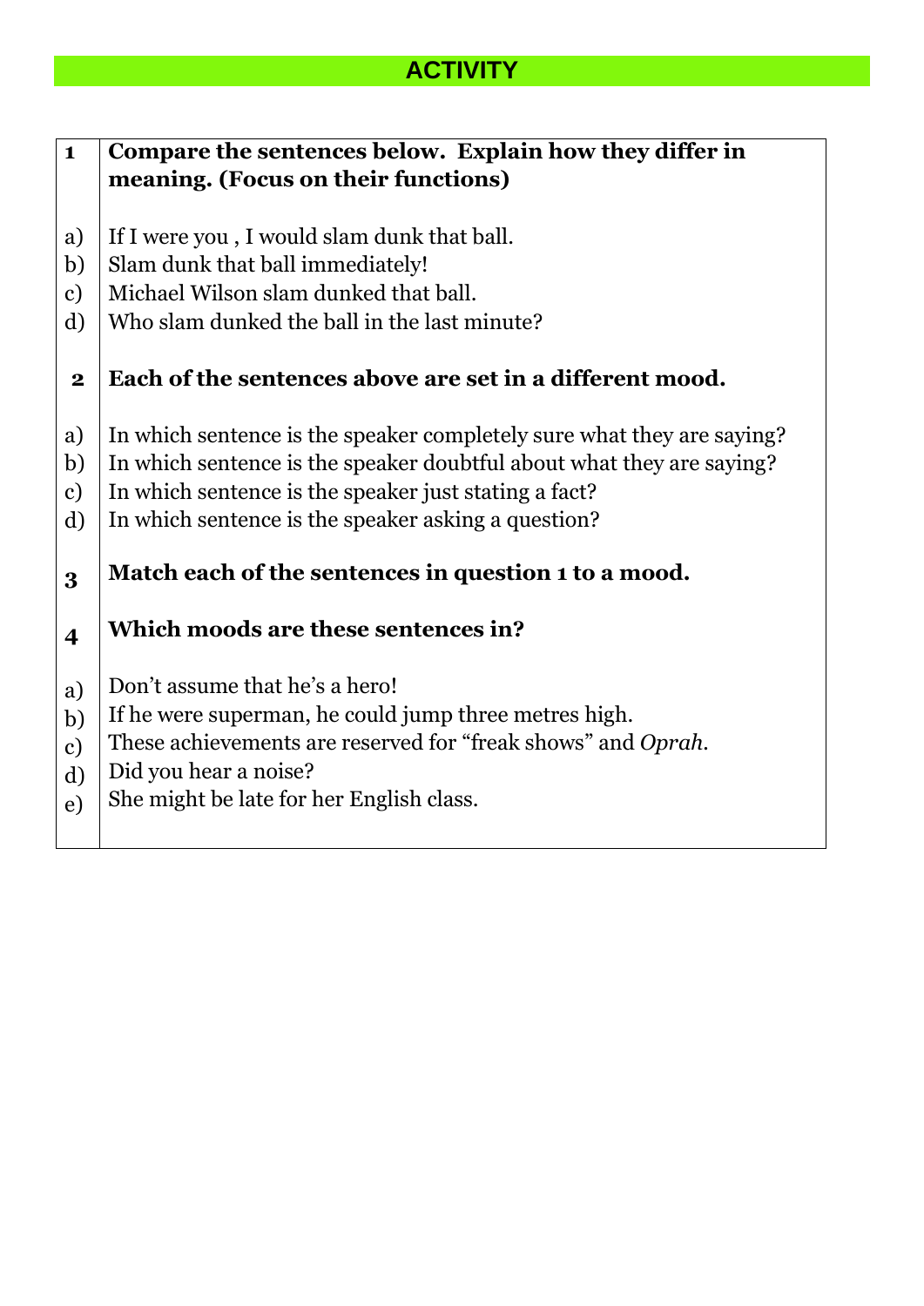## ACTIVITY

**1** **Compare the sentences below. Explain how they differ in meaning. (Focus on their functions)**

a) If I were you , I would slam dunk that ball.
b) Slam dunk that ball immediately!
c) Michael Wilson slam dunked that ball.
d) Who slam dunked the ball in the last minute?

**2** **Each of the sentences above are set in a different mood.**

a) In which sentence is the speaker completely sure what they are saying?
b) In which sentence is the speaker doubtful about what they are saying?
c) In which sentence is the speaker just stating a fact?
d) In which sentence is the speaker asking a question?

**3** **Match each of the sentences in question 1 to a mood.**

**4** **Which moods are these sentences in?**

a) Don't assume that he's a hero!
b) If he were superman, he could jump three metres high.
c) These achievements are reserved for "freak shows" and *Oprah*.
d) Did you hear a noise?
e) She might be late for her English class.